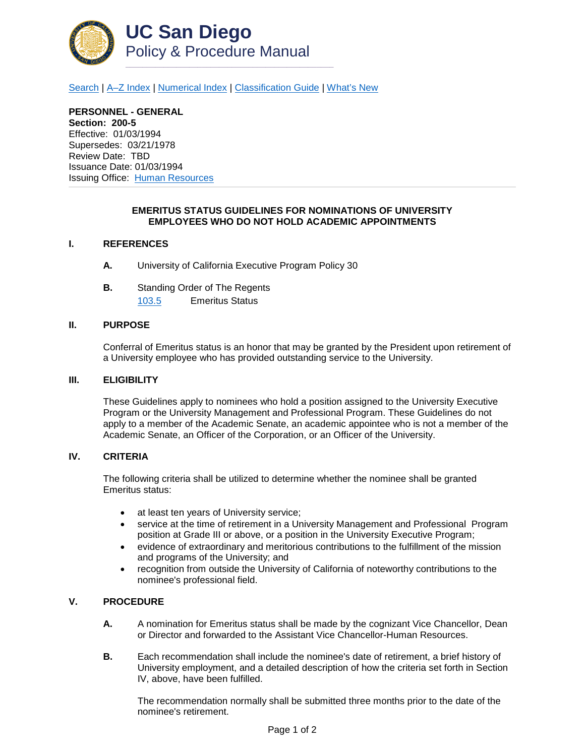# UC San Diego

## Policy & Procedure Manual

Search | A–Z Index | Numerical Index | Classification Guide | What's New

**PERSONNEL - GENERAL**
**Section: 200-5**
Effective: 01/03/1994
Supersedes: 03/21/1978
Review Date: TBD
Issuance Date: 01/03/1994
Issuing Office: Human Resources

---

### EMERITUS STATUS GUIDELINES FOR NOMINATIONS OF UNIVERSITY EMPLOYEES WHO DO NOT HOLD ACADEMIC APPOINTMENTS

## I. REFERENCES

**A.** University of California Executive Program Policy 30

**B.** Standing Order of The Regents
103.5 Emeritus Status

## II. PURPOSE

Conferral of Emeritus status is an honor that may be granted by the President upon retirement of a University employee who has provided outstanding service to the University.

## III. ELIGIBILITY

These Guidelines apply to nominees who hold a position assigned to the University Executive Program or the University Management and Professional Program. These Guidelines do not apply to a member of the Academic Senate, an academic appointee who is not a member of the Academic Senate, an Officer of the Corporation, or an Officer of the University.

## IV. CRITERIA

The following criteria shall be utilized to determine whether the nominee shall be granted Emeritus status:

- at least ten years of University service;
- service at the time of retirement in a University Management and Professional Program position at Grade III or above, or a position in the University Executive Program;
- evidence of extraordinary and meritorious contributions to the fulfillment of the mission and programs of the University; and
- recognition from outside the University of California of noteworthy contributions to the nominee's professional field.

## V. PROCEDURE

**A.** A nomination for Emeritus status shall be made by the cognizant Vice Chancellor, Dean or Director and forwarded to the Assistant Vice Chancellor-Human Resources.

**B.** Each recommendation shall include the nominee's date of retirement, a brief history of University employment, and a detailed description of how the criteria set forth in Section IV, above, have been fulfilled.

The recommendation normally shall be submitted three months prior to the date of the nominee's retirement.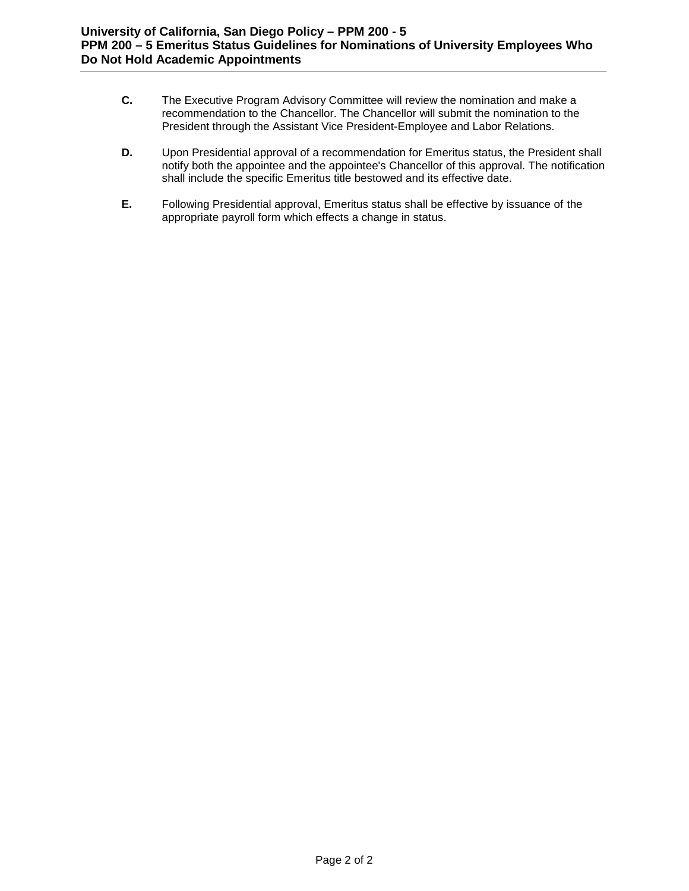**C.** The Executive Program Advisory Committee will review the nomination and make a recommendation to the Chancellor. The Chancellor will submit the nomination to the President through the Assistant Vice President-Employee and Labor Relations.

**D.** Upon Presidential approval of a recommendation for Emeritus status, the President shall notify both the appointee and the appointee's Chancellor of this approval. The notification shall include the specific Emeritus title bestowed and its effective date.

**E.** Following Presidential approval, Emeritus status shall be effective by issuance of the appropriate payroll form which effects a change in status.